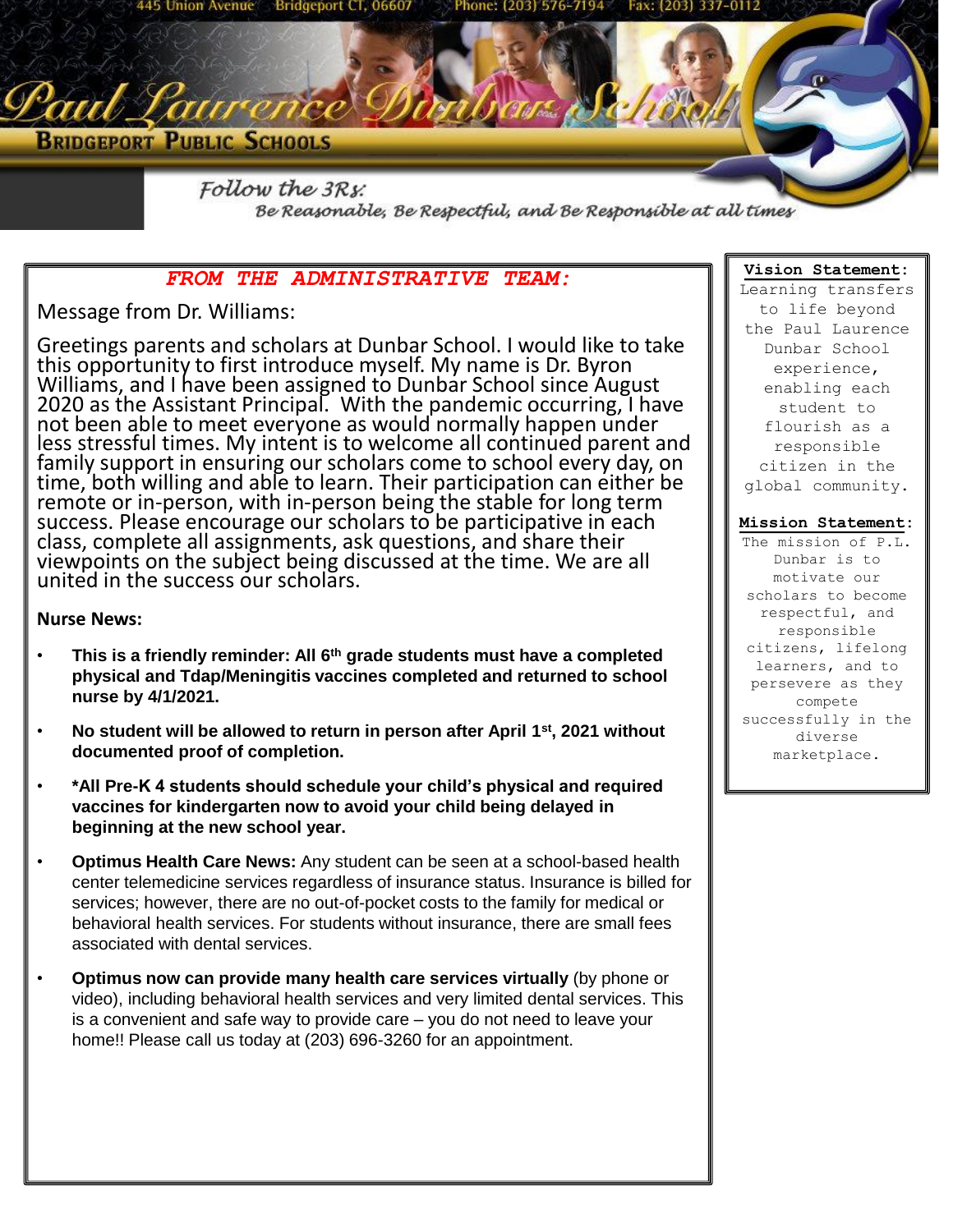445 Union Avenue Bridgeport CT, 06607 Phone: (203) 576-7194 Fax: (203) 337-0112

# Paul Laurence Dunbar School

**BRIDGEPORT PUBLIC SCHOOLS**

*Follow the 3Rs:*
*Be Reasonable, Be Respectful, and Be Responsible at all times*

## *FROM THE ADMINISTRATIVE TEAM:*

Message from Dr. Williams:

Greetings parents and scholars at Dunbar School. I would like to take this opportunity to first introduce myself. My name is Dr. Byron Williams, and I have been assigned to Dunbar School since August 2020 as the Assistant Principal. With the pandemic occurring, I have not been able to meet everyone as would normally happen under less stressful times. My intent is to welcome all continued parent and family support in ensuring our scholars come to school every day, on time, both willing and able to learn. Their participation can either be remote or in-person, with in-person being the stable for long term success. Please encourage our scholars to be participative in each class, complete all assignments, ask questions, and share their viewpoints on the subject being discussed at the time. We are all united in the success our scholars.

**Nurse News:**

- **This is a friendly reminder: All 6th grade students must have a completed physical and Tdap/Meningitis vaccines completed and returned to school nurse by 4/1/2021.**
- **No student will be allowed to return in person after April 1st, 2021 without documented proof of completion.**
- **\*All Pre-K 4 students should schedule your child's physical and required vaccines for kindergarten now to avoid your child being delayed in beginning at the new school year.**
- **Optimus Health Care News:** Any student can be seen at a school-based health center telemedicine services regardless of insurance status. Insurance is billed for services; however, there are no out-of-pocket costs to the family for medical or behavioral health services. For students without insurance, there are small fees associated with dental services.
- **Optimus now can provide many health care services virtually** (by phone or video), including behavioral health services and very limited dental services. This is a convenient and safe way to provide care – you do not need to leave your home!! Please call us today at (203) 696-3260 for an appointment.

**Vision Statement:**
Learning transfers to life beyond the Paul Laurence Dunbar School experience, enabling each student to flourish as a responsible citizen in the global community.

**Mission Statement:**
The mission of P.L. Dunbar is to motivate our scholars to become respectful, and responsible citizens, lifelong learners, and to persevere as they compete successfully in the diverse marketplace.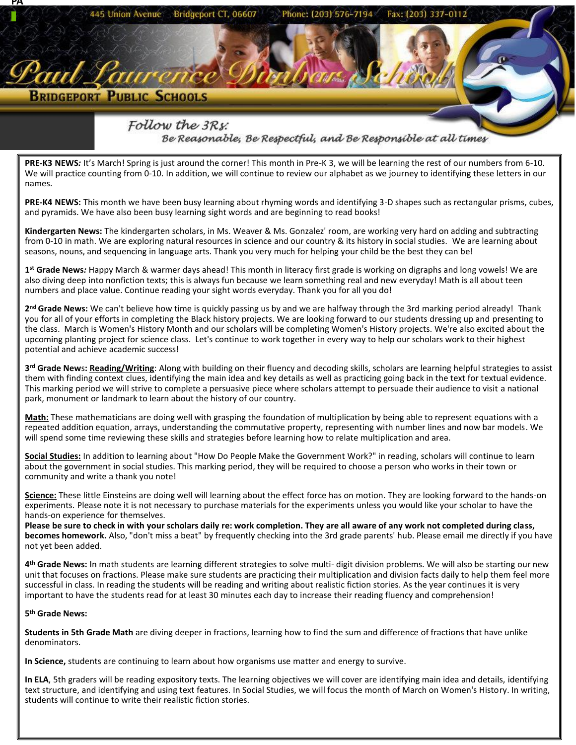445 Union Avenue Bridgeport CT, 06607 Phone: (203) 576-7194 Fax: (203) 337-0112

# Paul Laurence Dunbar School

## Bridgeport Public Schools

*Follow the 3Rs:*
*Be Reasonable, Be Respectful, and Be Responsible at all times*

**PRE-K3 NEWS*:*** It's March! Spring is just around the corner! This month in Pre-K 3, we will be learning the rest of our numbers from 6-10. We will practice counting from 0-10. In addition, we will continue to review our alphabet as we journey to identifying these letters in our names.

**PRE-K4 NEWS:** This month we have been busy learning about rhyming words and identifying 3-D shapes such as rectangular prisms, cubes, and pyramids. We have also been busy learning sight words and are beginning to read books!

**Kindergarten News:** The kindergarten scholars, in Ms. Weaver & Ms. Gonzalez' room, are working very hard on adding and subtracting from 0-10 in math. We are exploring natural resources in science and our country & its history in social studies. We are learning about seasons, nouns, and sequencing in language arts. Thank you very much for helping your child be the best they can be!

**1st Grade News*:*** Happy March & warmer days ahead! This month in literacy first grade is working on digraphs and long vowels! We are also diving deep into nonfiction texts; this is always fun because we learn something real and new everyday! Math is all about teen numbers and place value. Continue reading your sight words everyday. Thank you for all you do!

**2nd Grade News:** We can't believe how time is quickly passing us by and we are halfway through the 3rd marking period already! Thank you for all of your efforts in completing the Black history projects. We are looking forward to our students dressing up and presenting to the class. March is Women's History Month and our scholars will be completing Women's History projects. We're also excited about the upcoming planting project for science class. Let's continue to work together in every way to help our scholars work to their highest potential and achieve academic success!

**3rd Grade News: Reading/Writing**: Along with building on their fluency and decoding skills, scholars are learning helpful strategies to assist them with finding context clues, identifying the main idea and key details as well as practicing going back in the text for textual evidence. This marking period we will strive to complete a persuasive piece where scholars attempt to persuade their audience to visit a national park, monument or landmark to learn about the history of our country.

**Math:** These mathematicians are doing well with grasping the foundation of multiplication by being able to represent equations with a repeated addition equation, arrays, understanding the commutative property, representing with number lines and now bar models. We will spend some time reviewing these skills and strategies before learning how to relate multiplication and area.

**Social Studies:** In addition to learning about "How Do People Make the Government Work?" in reading, scholars will continue to learn about the government in social studies. This marking period, they will be required to choose a person who works in their town or community and write a thank you note!

**Science:** These little Einsteins are doing well will learning about the effect force has on motion. They are looking forward to the hands-on experiments. Please note it is not necessary to purchase materials for the experiments unless you would like your scholar to have the hands-on experience for themselves.

**Please be sure to check in with your scholars daily re: work completion. They are all aware of any work not completed during class, becomes homework.** Also, "don't miss a beat" by frequently checking into the 3rd grade parents' hub. Please email me directly if you have not yet been added.

**4th Grade News:** In math students are learning different strategies to solve multi- digit division problems. We will also be starting our new unit that focuses on fractions. Please make sure students are practicing their multiplication and division facts daily to help them feel more successful in class. In reading the students will be reading and writing about realistic fiction stories. As the year continues it is very important to have the students read for at least 30 minutes each day to increase their reading fluency and comprehension!

**5th Grade News:**

**Students in 5th Grade Math** are diving deeper in fractions, learning how to find the sum and difference of fractions that have unlike denominators.

**In Science,** students are continuing to learn about how organisms use matter and energy to survive.

**In ELA**, 5th graders will be reading expository texts. The learning objectives we will cover are identifying main idea and details, identifying text structure, and identifying and using text features. In Social Studies, we will focus the month of March on Women's History. In writing, students will continue to write their realistic fiction stories.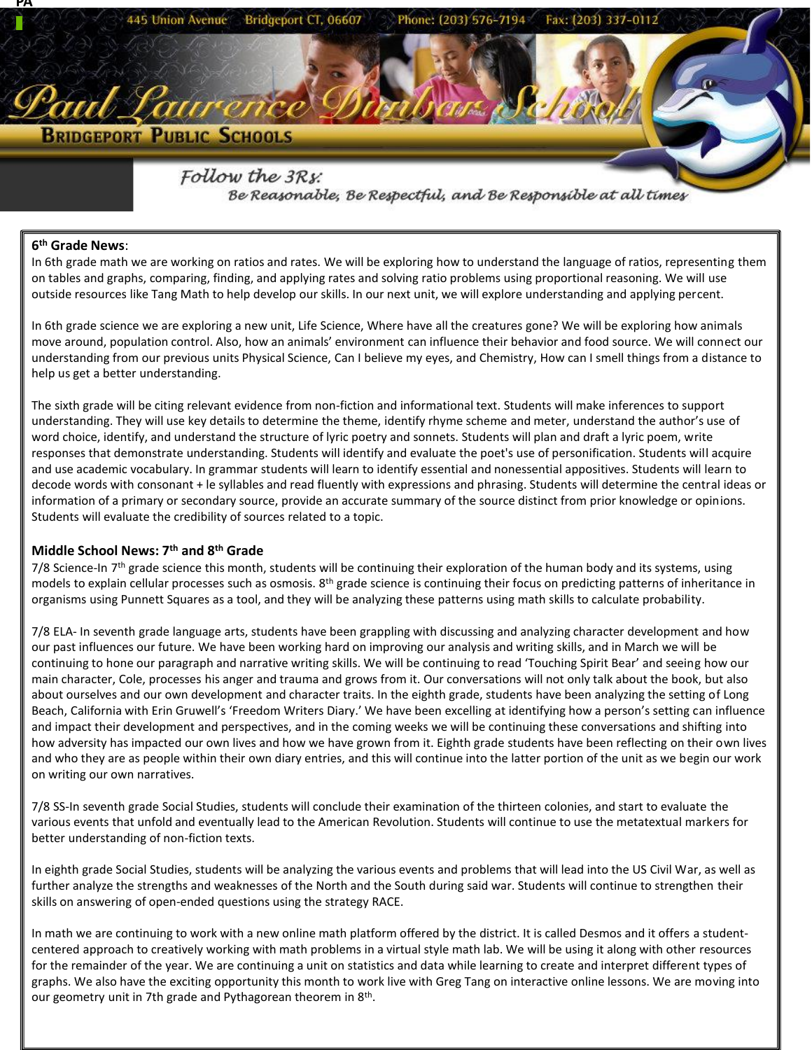445 Union Avenue Bridgeport CT, 06607 Phone: (203) 576-7194 Fax: (203) 337-0112

# Paul Laurence Dunbar School

**Bridgeport Public Schools**

*Follow the 3Rs: Be Reasonable, Be Respectful, and Be Responsible at all times*

## 6th Grade News:

In 6th grade math we are working on ratios and rates. We will be exploring how to understand the language of ratios, representing them on tables and graphs, comparing, finding, and applying rates and solving ratio problems using proportional reasoning. We will use outside resources like Tang Math to help develop our skills. In our next unit, we will explore understanding and applying percent.

In 6th grade science we are exploring a new unit, Life Science, Where have all the creatures gone? We will be exploring how animals move around, population control. Also, how an animals' environment can influence their behavior and food source. We will connect our understanding from our previous units Physical Science, Can I believe my eyes, and Chemistry, How can I smell things from a distance to help us get a better understanding.

The sixth grade will be citing relevant evidence from non-fiction and informational text. Students will make inferences to support understanding. They will use key details to determine the theme, identify rhyme scheme and meter, understand the author's use of word choice, identify, and understand the structure of lyric poetry and sonnets. Students will plan and draft a lyric poem, write responses that demonstrate understanding. Students will identify and evaluate the poet's use of personification. Students will acquire and use academic vocabulary. In grammar students will learn to identify essential and nonessential appositives. Students will learn to decode words with consonant + le syllables and read fluently with expressions and phrasing. Students will determine the central ideas or information of a primary or secondary source, provide an accurate summary of the source distinct from prior knowledge or opinions. Students will evaluate the credibility of sources related to a topic.

## Middle School News: 7th and 8th Grade

7/8 Science-In 7th grade science this month, students will be continuing their exploration of the human body and its systems, using models to explain cellular processes such as osmosis. 8th grade science is continuing their focus on predicting patterns of inheritance in organisms using Punnett Squares as a tool, and they will be analyzing these patterns using math skills to calculate probability.

7/8 ELA- In seventh grade language arts, students have been grappling with discussing and analyzing character development and how our past influences our future. We have been working hard on improving our analysis and writing skills, and in March we will be continuing to hone our paragraph and narrative writing skills. We will be continuing to read 'Touching Spirit Bear' and seeing how our main character, Cole, processes his anger and trauma and grows from it. Our conversations will not only talk about the book, but also about ourselves and our own development and character traits. In the eighth grade, students have been analyzing the setting of Long Beach, California with Erin Gruwell's 'Freedom Writers Diary.' We have been excelling at identifying how a person's setting can influence and impact their development and perspectives, and in the coming weeks we will be continuing these conversations and shifting into how adversity has impacted our own lives and how we have grown from it. Eighth grade students have been reflecting on their own lives and who they are as people within their own diary entries, and this will continue into the latter portion of the unit as we begin our work on writing our own narratives.

7/8 SS-In seventh grade Social Studies, students will conclude their examination of the thirteen colonies, and start to evaluate the various events that unfold and eventually lead to the American Revolution. Students will continue to use the metatextual markers for better understanding of non-fiction texts.

In eighth grade Social Studies, students will be analyzing the various events and problems that will lead into the US Civil War, as well as further analyze the strengths and weaknesses of the North and the South during said war. Students will continue to strengthen their skills on answering of open-ended questions using the strategy RACE.

In math we are continuing to work with a new online math platform offered by the district. It is called Desmos and it offers a student-centered approach to creatively working with math problems in a virtual style math lab. We will be using it along with other resources for the remainder of the year. We are continuing a unit on statistics and data while learning to create and interpret different types of graphs. We also have the exciting opportunity this month to work live with Greg Tang on interactive online lessons. We are moving into our geometry unit in 7th grade and Pythagorean theorem in 8th.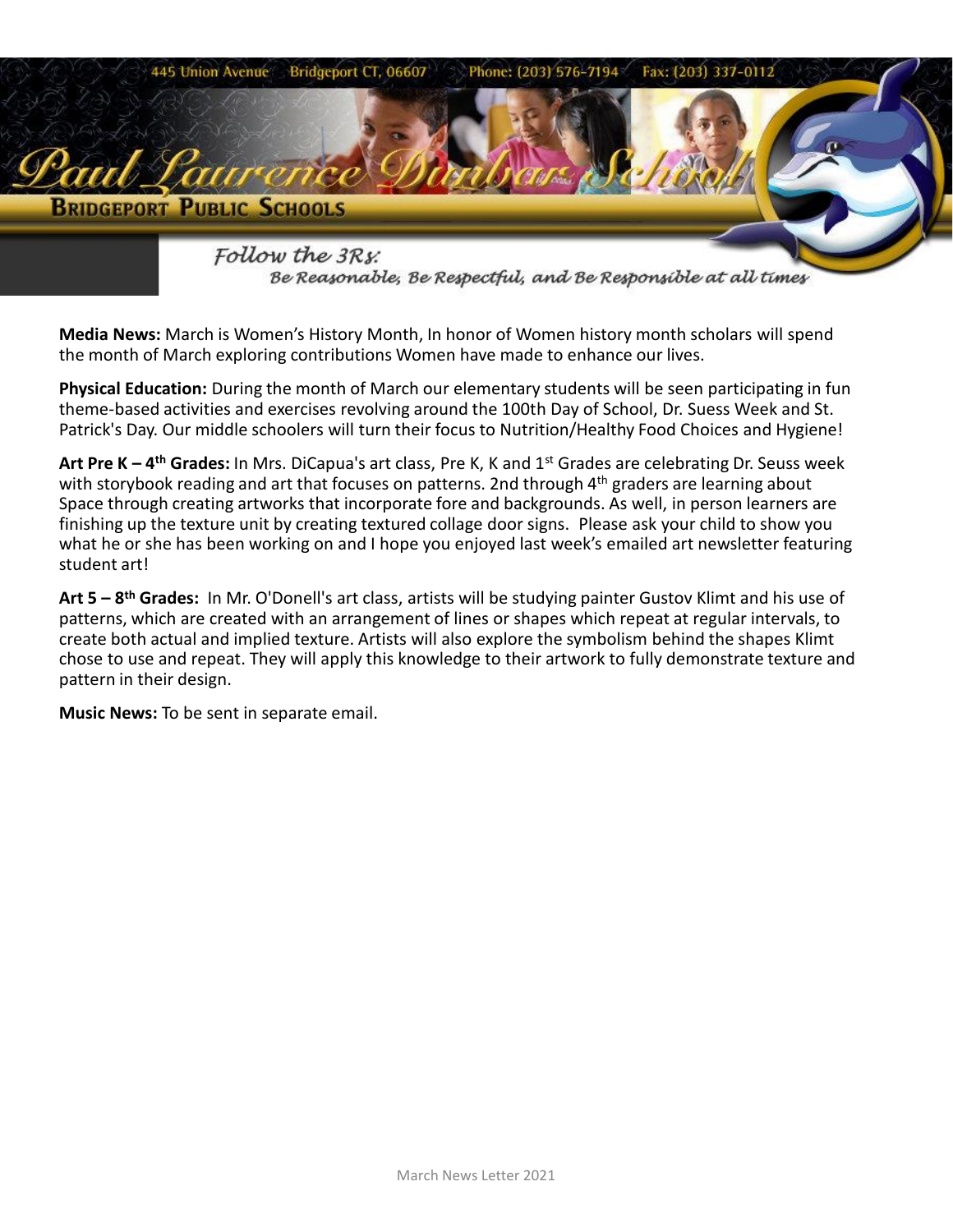445 Union Avenue Bridgeport CT, 06607 Phone: (203) 576-7194 Fax: (203) 337-0112

# Paul Laurence Dunbar School

**BRIDGEPORT PUBLIC SCHOOLS**

*Follow the 3Rs:*
*Be Reasonable, Be Respectful, and Be Responsible at all times*

**Media News:** March is Women's History Month, In honor of Women history month scholars will spend the month of March exploring contributions Women have made to enhance our lives.

**Physical Education:** During the month of March our elementary students will be seen participating in fun theme-based activities and exercises revolving around the 100th Day of School, Dr. Suess Week and St. Patrick's Day. Our middle schoolers will turn their focus to Nutrition/Healthy Food Choices and Hygiene!

**Art Pre K – 4th Grades:** In Mrs. DiCapua's art class, Pre K, K and 1st Grades are celebrating Dr. Seuss week with storybook reading and art that focuses on patterns. 2nd through 4th graders are learning about Space through creating artworks that incorporate fore and backgrounds. As well, in person learners are finishing up the texture unit by creating textured collage door signs. Please ask your child to show you what he or she has been working on and I hope you enjoyed last week's emailed art newsletter featuring student art!

**Art 5 – 8th Grades:** In Mr. O'Donell's art class, artists will be studying painter Gustov Klimt and his use of patterns, which are created with an arrangement of lines or shapes which repeat at regular intervals, to create both actual and implied texture. Artists will also explore the symbolism behind the shapes Klimt chose to use and repeat. They will apply this knowledge to their artwork to fully demonstrate texture and pattern in their design.

**Music News:** To be sent in separate email.